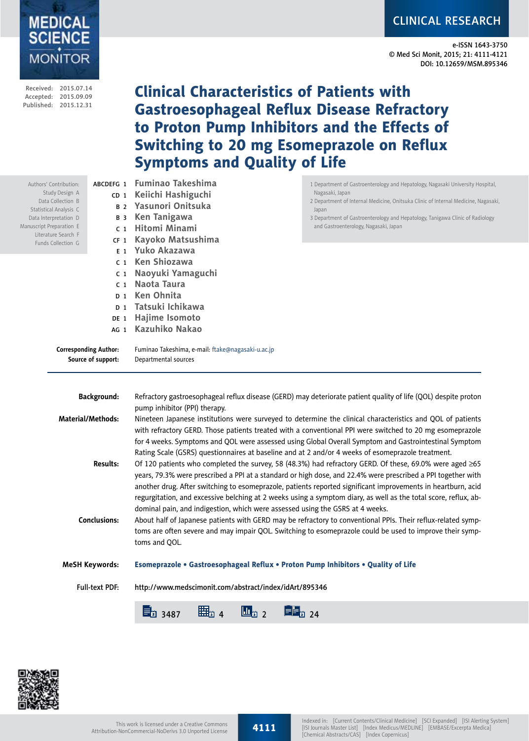CLINICAL RESEARCH

e-ISSN 1643-3750
© Med Sci Monit, 2015; 21: 4111-4121
DOI: 10.12659/MSM.895346

Received: 2015.07.14
Accepted: 2015.09.09
Published: 2015.12.31

# Clinical Characteristics of Patients with Gastroesophageal Reflux Disease Refractory to Proton Pump Inhibitors and the Effects of Switching to 20 mg Esomeprazole on Reflux Symptoms and Quality of Life

Authors' Contribution:
Study Design A
Data Collection B
Statistical Analysis C
Data Interpretation D
Manuscript Preparation E
Literature Search F
Funds Collection G

ABCDEFG 1 **Fuminao Takeshima**
CD 1 **Keiichi Hashiguchi**
B 2 **Yasunori Onitsuka**
B 3 **Ken Tanigawa**
C 1 **Hitomi Minami**
CF 1 **Kayoko Matsushima**
E 1 **Yuko Akazawa**
C 1 **Ken Shiozawa**
C 1 **Naoyuki Yamaguchi**
C 1 **Naota Taura**
D 1 **Ken Ohnita**
D 1 **Tatsuki Ichikawa**
DE 1 **Hajime Isomoto**
AG 1 **Kazuhiko Nakao**

1 Department of Gastroenterology and Hepatology, Nagasaki University Hospital, Nagasaki, Japan
2 Department of Internal Medicine, Onitsuka Clinic of Internal Medicine, Nagasaki, Japan
3 Department of Gastroenterology and Hepatology, Tanigawa Clinic of Radiology and Gastroenterology, Nagasaki, Japan

**Corresponding Author:** Fuminao Takeshima, e-mail: ftake@nagasaki-u.ac.jp
**Source of support:** Departmental sources

**Background:** Refractory gastroesophageal reflux disease (GERD) may deteriorate patient quality of life (QOL) despite proton pump inhibitor (PPI) therapy.

**Material/Methods:** Nineteen Japanese institutions were surveyed to determine the clinical characteristics and QOL of patients with refractory GERD. Those patients treated with a conventional PPI were switched to 20 mg esomeprazole for 4 weeks. Symptoms and QOL were assessed using Global Overall Symptom and Gastrointestinal Symptom Rating Scale (GSRS) questionnaires at baseline and at 2 and/or 4 weeks of esomeprazole treatment.

**Results:** Of 120 patients who completed the survey, 58 (48.3%) had refractory GERD. Of these, 69.0% were aged ≥65 years, 79.3% were prescribed a PPI at a standard or high dose, and 22.4% were prescribed a PPI together with another drug. After switching to esomeprazole, patients reported significant improvements in heartburn, acid regurgitation, and excessive belching at 2 weeks using a symptom diary, as well as the total score, reflux, abdominal pain, and indigestion, which were assessed using the GSRS at 4 weeks.

**Conclusions:** About half of Japanese patients with GERD may be refractory to conventional PPIs. Their reflux-related symptoms are often severe and may impair QOL. Switching to esomeprazole could be used to improve their symptoms and QOL.

**MeSH Keywords:** **Esomeprazole • Gastroesophageal Reflux • Proton Pump Inhibitors • Quality of Life**

**Full-text PDF:** http://www.medscimonit.com/abstract/index/idArt/895346

3487 4 2 24

This work is licensed under a Creative Commons Attribution-NonCommercial-NoDerivs 3.0 Unported License

Indexed in: [Current Contents/Clinical Medicine] [SCI Expanded] [ISI Alerting System] [ISI Journals Master List] [Index Medicus/MEDLINE] [EMBASE/Excerpta Medica] [Chemical Abstracts/CAS] [Index Copernicus]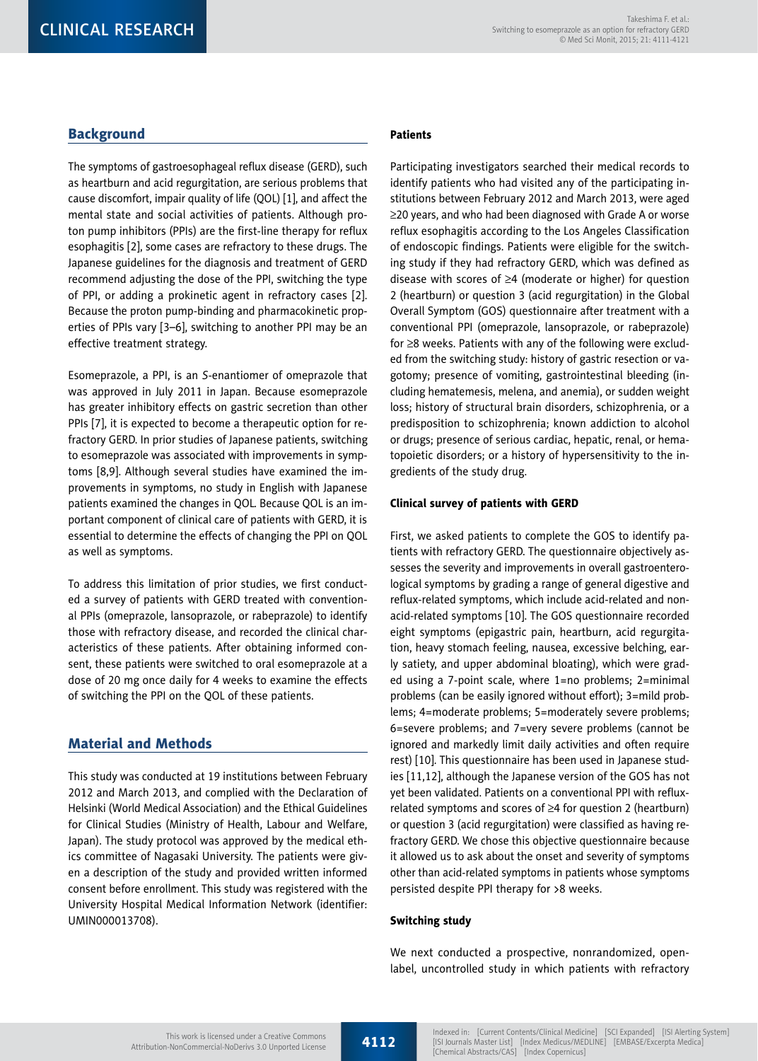## Background

The symptoms of gastroesophageal reflux disease (GERD), such as heartburn and acid regurgitation, are serious problems that cause discomfort, impair quality of life (QOL) [1], and affect the mental state and social activities of patients. Although proton pump inhibitors (PPIs) are the first-line therapy for reflux esophagitis [2], some cases are refractory to these drugs. The Japanese guidelines for the diagnosis and treatment of GERD recommend adjusting the dose of the PPI, switching the type of PPI, or adding a prokinetic agent in refractory cases [2]. Because the proton pump-binding and pharmacokinetic properties of PPIs vary [3–6], switching to another PPI may be an effective treatment strategy.

Esomeprazole, a PPI, is an *S*-enantiomer of omeprazole that was approved in July 2011 in Japan. Because esomeprazole has greater inhibitory effects on gastric secretion than other PPIs [7], it is expected to become a therapeutic option for refractory GERD. In prior studies of Japanese patients, switching to esomeprazole was associated with improvements in symptoms [8,9]. Although several studies have examined the improvements in symptoms, no study in English with Japanese patients examined the changes in QOL. Because QOL is an important component of clinical care of patients with GERD, it is essential to determine the effects of changing the PPI on QOL as well as symptoms.

To address this limitation of prior studies, we first conducted a survey of patients with GERD treated with conventional PPIs (omeprazole, lansoprazole, or rabeprazole) to identify those with refractory disease, and recorded the clinical characteristics of these patients. After obtaining informed consent, these patients were switched to oral esomeprazole at a dose of 20 mg once daily for 4 weeks to examine the effects of switching the PPI on the QOL of these patients.

## Material and Methods

This study was conducted at 19 institutions between February 2012 and March 2013, and complied with the Declaration of Helsinki (World Medical Association) and the Ethical Guidelines for Clinical Studies (Ministry of Health, Labour and Welfare, Japan). The study protocol was approved by the medical ethics committee of Nagasaki University. The patients were given a description of the study and provided written informed consent before enrollment. This study was registered with the University Hospital Medical Information Network (identifier: UMIN000013708).

### Patients

Participating investigators searched their medical records to identify patients who had visited any of the participating institutions between February 2012 and March 2013, were aged ≥20 years, and who had been diagnosed with Grade A or worse reflux esophagitis according to the Los Angeles Classification of endoscopic findings. Patients were eligible for the switching study if they had refractory GERD, which was defined as disease with scores of ≥4 (moderate or higher) for question 2 (heartburn) or question 3 (acid regurgitation) in the Global Overall Symptom (GOS) questionnaire after treatment with a conventional PPI (omeprazole, lansoprazole, or rabeprazole) for ≥8 weeks. Patients with any of the following were excluded from the switching study: history of gastric resection or vagotomy; presence of vomiting, gastrointestinal bleeding (including hematemesis, melena, and anemia), or sudden weight loss; history of structural brain disorders, schizophrenia, or a predisposition to schizophrenia; known addiction to alcohol or drugs; presence of serious cardiac, hepatic, renal, or hematopoietic disorders; or a history of hypersensitivity to the ingredients of the study drug.

### Clinical survey of patients with GERD

First, we asked patients to complete the GOS to identify patients with refractory GERD. The questionnaire objectively assesses the severity and improvements in overall gastroenterological symptoms by grading a range of general digestive and reflux-related symptoms, which include acid-related and non-acid-related symptoms [10]. The GOS questionnaire recorded eight symptoms (epigastric pain, heartburn, acid regurgitation, heavy stomach feeling, nausea, excessive belching, early satiety, and upper abdominal bloating), which were graded using a 7-point scale, where 1=no problems; 2=minimal problems (can be easily ignored without effort); 3=mild problems; 4=moderate problems; 5=moderately severe problems; 6=severe problems; and 7=very severe problems (cannot be ignored and markedly limit daily activities and often require rest) [10]. This questionnaire has been used in Japanese studies [11,12], although the Japanese version of the GOS has not yet been validated. Patients on a conventional PPI with reflux-related symptoms and scores of ≥4 for question 2 (heartburn) or question 3 (acid regurgitation) were classified as having refractory GERD. We chose this objective questionnaire because it allowed us to ask about the onset and severity of symptoms other than acid-related symptoms in patients whose symptoms persisted despite PPI therapy for >8 weeks.

### Switching study

We next conducted a prospective, nonrandomized, open-label, uncontrolled study in which patients with refractory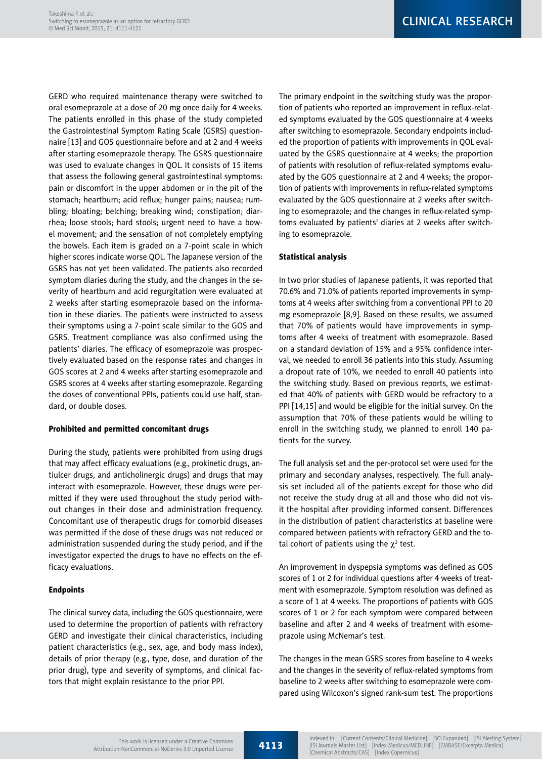GERD who required maintenance therapy were switched to oral esomeprazole at a dose of 20 mg once daily for 4 weeks. The patients enrolled in this phase of the study completed the Gastrointestinal Symptom Rating Scale (GSRS) questionnaire [13] and GOS questionnaire before and at 2 and 4 weeks after starting esomeprazole therapy. The GSRS questionnaire was used to evaluate changes in QOL. It consists of 15 items that assess the following general gastrointestinal symptoms: pain or discomfort in the upper abdomen or in the pit of the stomach; heartburn; acid reflux; hunger pains; nausea; rumbling; bloating; belching; breaking wind; constipation; diarrhea; loose stools; hard stools; urgent need to have a bowel movement; and the sensation of not completely emptying the bowels. Each item is graded on a 7-point scale in which higher scores indicate worse QOL. The Japanese version of the GSRS has not yet been validated. The patients also recorded symptom diaries during the study, and the changes in the severity of heartburn and acid regurgitation were evaluated at 2 weeks after starting esomeprazole based on the information in these diaries. The patients were instructed to assess their symptoms using a 7-point scale similar to the GOS and GSRS. Treatment compliance was also confirmed using the patients' diaries. The efficacy of esomeprazole was prospectively evaluated based on the response rates and changes in GOS scores at 2 and 4 weeks after starting esomeprazole and GSRS scores at 4 weeks after starting esomeprazole. Regarding the doses of conventional PPIs, patients could use half, standard, or double doses.

#### Prohibited and permitted concomitant drugs

During the study, patients were prohibited from using drugs that may affect efficacy evaluations (e.g., prokinetic drugs, antiulcer drugs, and anticholinergic drugs) and drugs that may interact with esomeprazole. However, these drugs were permitted if they were used throughout the study period without changes in their dose and administration frequency. Concomitant use of therapeutic drugs for comorbid diseases was permitted if the dose of these drugs was not reduced or administration suspended during the study period, and if the investigator expected the drugs to have no effects on the efficacy evaluations.

#### Endpoints

The clinical survey data, including the GOS questionnaire, were used to determine the proportion of patients with refractory GERD and investigate their clinical characteristics, including patient characteristics (e.g., sex, age, and body mass index), details of prior therapy (e.g., type, dose, and duration of the prior drug), type and severity of symptoms, and clinical factors that might explain resistance to the prior PPI.

The primary endpoint in the switching study was the proportion of patients who reported an improvement in reflux-related symptoms evaluated by the GOS questionnaire at 4 weeks after switching to esomeprazole. Secondary endpoints included the proportion of patients with improvements in QOL evaluated by the GSRS questionnaire at 4 weeks; the proportion of patients with resolution of reflux-related symptoms evaluated by the GOS questionnaire at 2 and 4 weeks; the proportion of patients with improvements in reflux-related symptoms evaluated by the GOS questionnaire at 2 weeks after switching to esomeprazole; and the changes in reflux-related symptoms evaluated by patients' diaries at 2 weeks after switching to esomeprazole.

#### Statistical analysis

In two prior studies of Japanese patients, it was reported that 70.6% and 71.0% of patients reported improvements in symptoms at 4 weeks after switching from a conventional PPI to 20 mg esomeprazole [8,9]. Based on these results, we assumed that 70% of patients would have improvements in symptoms after 4 weeks of treatment with esomeprazole. Based on a standard deviation of 15% and a 95% confidence interval, we needed to enroll 36 patients into this study. Assuming a dropout rate of 10%, we needed to enroll 40 patients into the switching study. Based on previous reports, we estimated that 40% of patients with GERD would be refractory to a PPI [14,15] and would be eligible for the initial survey. On the assumption that 70% of these patients would be willing to enroll in the switching study, we planned to enroll 140 patients for the survey.

The full analysis set and the per-protocol set were used for the primary and secondary analyses, respectively. The full analysis set included all of the patients except for those who did not receive the study drug at all and those who did not visit the hospital after providing informed consent. Differences in the distribution of patient characteristics at baseline were compared between patients with refractory GERD and the total cohort of patients using the $\chi^2$ test.

An improvement in dyspepsia symptoms was defined as GOS scores of 1 or 2 for individual questions after 4 weeks of treatment with esomeprazole. Symptom resolution was defined as a score of 1 at 4 weeks. The proportions of patients with GOS scores of 1 or 2 for each symptom were compared between baseline and after 2 and 4 weeks of treatment with esomeprazole using McNemar's test.

The changes in the mean GSRS scores from baseline to 4 weeks and the changes in the severity of reflux-related symptoms from baseline to 2 weeks after switching to esomeprazole were compared using Wilcoxon's signed rank-sum test. The proportions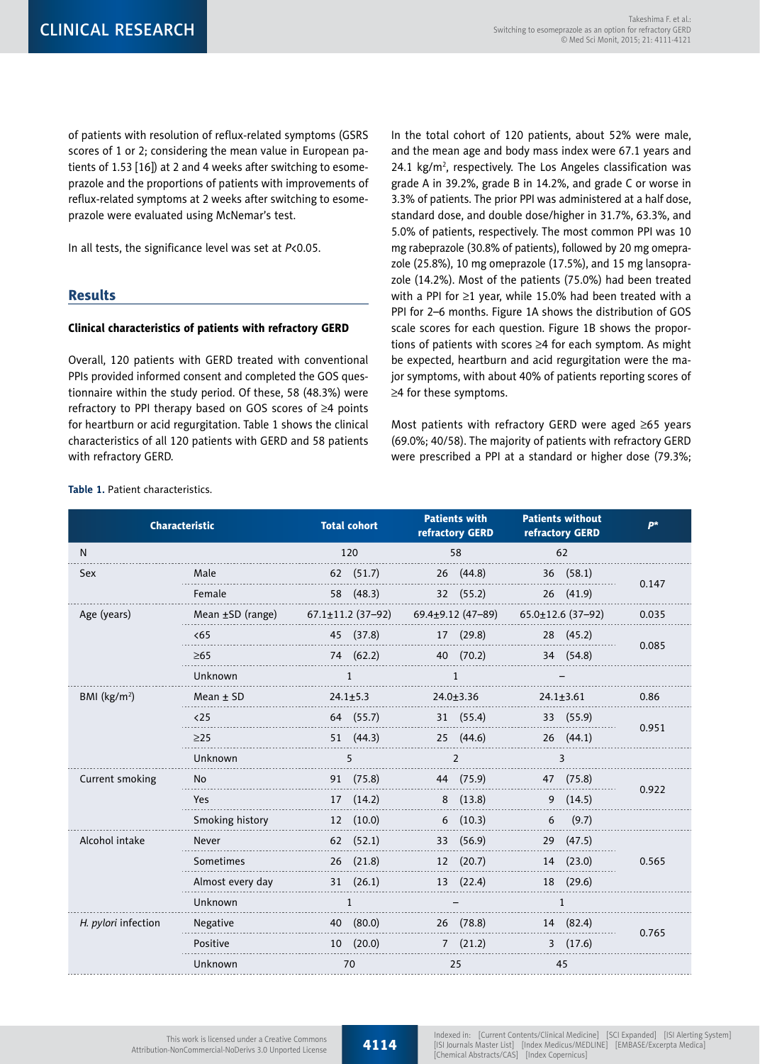of patients with resolution of reflux-related symptoms (GSRS scores of 1 or 2; considering the mean value in European patients of 1.53 [16]) at 2 and 4 weeks after switching to esomeprazole and the proportions of patients with improvements of reflux-related symptoms at 2 weeks after switching to esomeprazole were evaluated using McNemar's test.

In all tests, the significance level was set at $P<0.05$.

## Results

### Clinical characteristics of patients with refractory GERD

Overall, 120 patients with GERD treated with conventional PPIs provided informed consent and completed the GOS questionnaire within the study period. Of these, 58 (48.3%) were refractory to PPI therapy based on GOS scores of ≥4 points for heartburn or acid regurgitation. Table 1 shows the clinical characteristics of all 120 patients with GERD and 58 patients with refractory GERD.

In the total cohort of 120 patients, about 52% were male, and the mean age and body mass index were 67.1 years and 24.1 kg/m$^2$, respectively. The Los Angeles classification was grade A in 39.2%, grade B in 14.2%, and grade C or worse in 3.3% of patients. The prior PPI was administered at a half dose, standard dose, and double dose/higher in 31.7%, 63.3%, and 5.0% of patients, respectively. The most common PPI was 10 mg rabeprazole (30.8% of patients), followed by 20 mg omeprazole (25.8%), 10 mg omeprazole (17.5%), and 15 mg lansoprazole (14.2%). Most of the patients (75.0%) had been treated with a PPI for ≥1 year, while 15.0% had been treated with a PPI for 2–6 months. Figure 1A shows the distribution of GOS scale scores for each question. Figure 1B shows the proportions of patients with scores ≥4 for each symptom. As might be expected, heartburn and acid regurgitation were the major symptoms, with about 40% of patients reporting scores of ≥4 for these symptoms.

Most patients with refractory GERD were aged ≥65 years (69.0%; 40/58). The majority of patients with refractory GERD were prescribed a PPI at a standard or higher dose (79.3%;

**Table 1.** Patient characteristics.

| Characteristic | | Total cohort | Patients with refractory GERD | Patients without refractory GERD | P* |
|---|---|---|---|---|---|
| N | | 120 | 58 | 62 | |
| Sex | Male | 62 (51.7) | 26 (44.8) | 36 (58.1) | 0.147 |
| | Female | 58 (48.3) | 32 (55.2) | 26 (41.9) | |
| Age (years) | Mean ±SD (range) | 67.1±11.2 (37–92) | 69.4±9.12 (47–89) | 65.0±12.6 (37–92) | 0.035 |
| | <65 | 45 (37.8) | 17 (29.8) | 28 (45.2) | 0.085 |
| | ≥65 | 74 (62.2) | 40 (70.2) | 34 (54.8) | |
| | Unknown | 1 | 1 | – | |
| BMI (kg/m$^2$) | Mean ± SD | 24.1±5.3 | 24.0±3.36 | 24.1±3.61 | 0.86 |
| | <25 | 64 (55.7) | 31 (55.4) | 33 (55.9) | 0.951 |
| | ≥25 | 51 (44.3) | 25 (44.6) | 26 (44.1) | |
| | Unknown | 5 | 2 | 3 | |
| Current smoking | No | 91 (75.8) | 44 (75.9) | 47 (75.8) | 0.922 |
| | Yes | 17 (14.2) | 8 (13.8) | 9 (14.5) | |
| | Smoking history | 12 (10.0) | 6 (10.3) | 6 (9.7) | |
| Alcohol intake | Never | 62 (52.1) | 33 (56.9) | 29 (47.5) | 0.565 |
| | Sometimes | 26 (21.8) | 12 (20.7) | 14 (23.0) | |
| | Almost every day | 31 (26.1) | 13 (22.4) | 18 (29.6) | |
| | Unknown | 1 | – | 1 | |
| *H. pylori* infection | Negative | 40 (80.0) | 26 (78.8) | 14 (82.4) | 0.765 |
| | Positive | 10 (20.0) | 7 (21.2) | 3 (17.6) | |
| | Unknown | 70 | 25 | 45 | |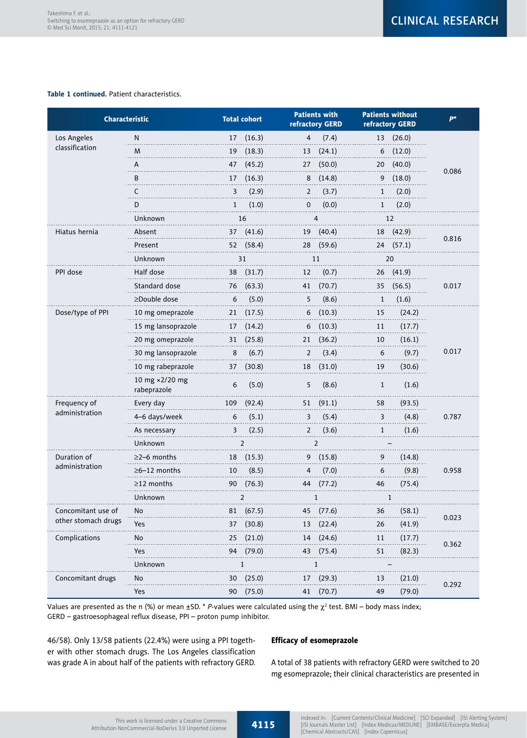**Table 1 continued.** Patient characteristics.

| Characteristic | | Total cohort | Patients with refractory GERD | Patients without refractory GERD | *P** |
|---|---|---|---|---|---|
| Los Angeles classification | N | 17 (16.3) | 4 (7.4) | 13 (26.0) | 0.086 |
| | M | 19 (18.3) | 13 (24.1) | 6 (12.0) | |
| | A | 47 (45.2) | 27 (50.0) | 20 (40.0) | |
| | B | 17 (16.3) | 8 (14.8) | 9 (18.0) | |
| | C | 3 (2.9) | 2 (3.7) | 1 (2.0) | |
| | D | 1 (1.0) | 0 (0.0) | 1 (2.0) | |
| | Unknown | 16 | 4 | 12 | |
| Hiatus hernia | Absent | 37 (41.6) | 19 (40.4) | 18 (42.9) | 0.816 |
| | Present | 52 (58.4) | 28 (59.6) | 24 (57.1) | |
| | Unknown | 31 | 11 | 20 | |
| PPI dose | Half dose | 38 (31.7) | 12 (0.7) | 26 (41.9) | 0.017 |
| | Standard dose | 76 (63.3) | 41 (70.7) | 35 (56.5) | |
| | ≥Double dose | 6 (5.0) | 5 (8.6) | 1 (1.6) | |
| Dose/type of PPI | 10 mg omeprazole | 21 (17.5) | 6 (10.3) | 15 (24.2) | 0.017 |
| | 15 mg lansoprazole | 17 (14.2) | 6 (10.3) | 11 (17.7) | |
| | 20 mg omeprazole | 31 (25.8) | 21 (36.2) | 10 (16.1) | |
| | 30 mg lansoprazole | 8 (6.7) | 2 (3.4) | 6 (9.7) | |
| | 10 mg rabeprazole | 37 (30.8) | 18 (31.0) | 19 (30.6) | |
| | 10 mg ×2/20 mg rabeprazole | 6 (5.0) | 5 (8.6) | 1 (1.6) | |
| Frequency of administration | Every day | 109 (92.4) | 51 (91.1) | 58 (93.5) | 0.787 |
| | 4–6 days/week | 6 (5.1) | 3 (5.4) | 3 (4.8) | |
| | As necessary | 3 (2.5) | 2 (3.6) | 1 (1.6) | |
| | Unknown | 2 | 2 | – | |
| Duration of administration | ≥2–6 months | 18 (15.3) | 9 (15.8) | 9 (14.8) | 0.958 |
| | ≥6–12 months | 10 (8.5) | 4 (7.0) | 6 (9.8) | |
| | ≥12 months | 90 (76.3) | 44 (77.2) | 46 (75.4) | |
| | Unknown | 2 | 1 | 1 | |
| Concomitant use of other stomach drugs | No | 81 (67.5) | 45 (77.6) | 36 (58.1) | 0.023 |
| | Yes | 37 (30.8) | 13 (22.4) | 26 (41.9) | |
| Complications | No | 25 (21.0) | 14 (24.6) | 11 (17.7) | 0.362 |
| | Yes | 94 (79.0) | 43 (75.4) | 51 (82.3) | |
| | Unknown | 1 | 1 | – | |
| Concomitant drugs | No | 30 (25.0) | 17 (29.3) | 13 (21.0) | 0.292 |
| | Yes | 90 (75.0) | 41 (70.7) | 49 (79.0) | |

Values are presented as the n (%) or mean ±SD. * *P*-values were calculated using the $\chi^2$ test. BMI – body mass index; GERD – gastroesophageal reflux disease, PPI – proton pump inhibitor.

46/58). Only 13/58 patients (22.4%) were using a PPI together with other stomach drugs. The Los Angeles classification was grade A in about half of the patients with refractory GERD.

### Efficacy of esomeprazole

A total of 38 patients with refractory GERD were switched to 20 mg esomeprazole; their clinical characteristics are presented in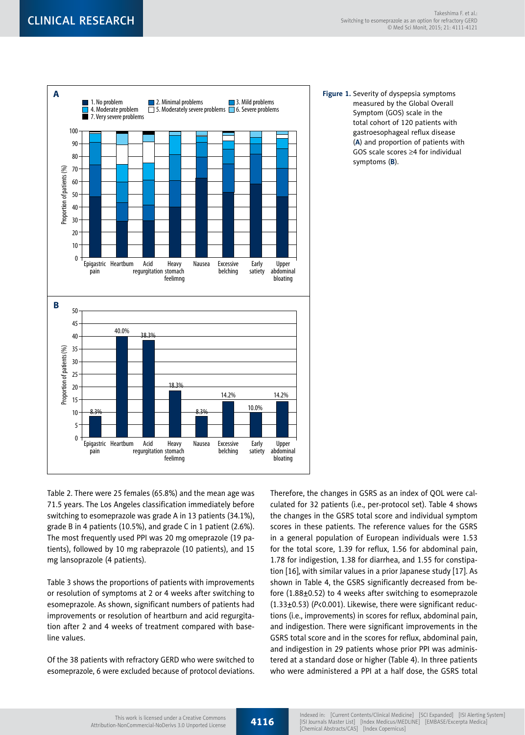**Figure 1.** Severity of dyspepsia symptoms measured by the Global Overall Symptom (GOS) scale in the total cohort of 120 patients with gastroesophageal reflux disease (**A**) and proportion of patients with GOS scale scores ≥4 for individual symptoms (**B**).

Table 2. There were 25 females (65.8%) and the mean age was 71.5 years. The Los Angeles classification immediately before switching to esomeprazole was grade A in 13 patients (34.1%), grade B in 4 patients (10.5%), and grade C in 1 patient (2.6%). The most frequently used PPI was 20 mg omeprazole (19 patients), followed by 10 mg rabeprazole (10 patients), and 15 mg lansoprazole (4 patients).

Table 3 shows the proportions of patients with improvements or resolution of symptoms at 2 or 4 weeks after switching to esomeprazole. As shown, significant numbers of patients had improvements or resolution of heartburn and acid regurgitation after 2 and 4 weeks of treatment compared with baseline values.

Of the 38 patients with refractory GERD who were switched to esomeprazole, 6 were excluded because of protocol deviations. Therefore, the changes in GSRS as an index of QOL were calculated for 32 patients (i.e., per-protocol set). Table 4 shows the changes in the GSRS total score and individual symptom scores in these patients. The reference values for the GSRS in a general population of European individuals were 1.53 for the total score, 1.39 for reflux, 1.56 for abdominal pain, 1.78 for indigestion, 1.38 for diarrhea, and 1.55 for constipation [16], with similar values in a prior Japanese study [17]. As shown in Table 4, the GSRS significantly decreased from before (1.88±0.52) to 4 weeks after switching to esomeprazole (1.33±0.53) ($P<0.001$). Likewise, there were significant reductions (i.e., improvements) in scores for reflux, abdominal pain, and indigestion. There were significant improvements in the GSRS total score and in the scores for reflux, abdominal pain, and indigestion in 29 patients whose prior PPI was administered at a standard dose or higher (Table 4). In three patients who were administered a PPI at a half dose, the GSRS total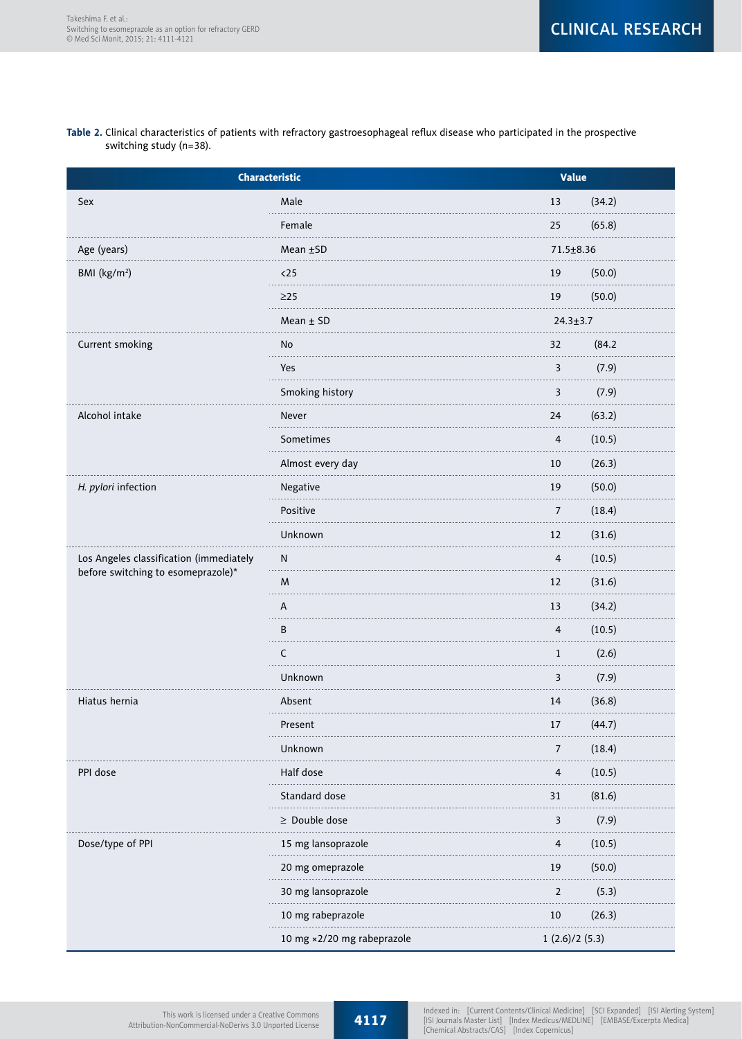**Table 2.** Clinical characteristics of patients with refractory gastroesophageal reflux disease who participated in the prospective switching study (n=38).

| Characteristic | | Value | |
|---|---|---|---|
| Sex | Male | 13 | (34.2) |
| | Female | 25 | (65.8) |
| Age (years) | Mean ±SD | 71.5±8.36 | |
| BMI (kg/m²) | <25 | 19 | (50.0) |
| | ≥25 | 19 | (50.0) |
| | Mean ± SD | 24.3±3.7 | |
| Current smoking | No | 32 | (84.2 |
| | Yes | 3 | (7.9) |
| | Smoking history | 3 | (7.9) |
| Alcohol intake | Never | 24 | (63.2) |
| | Sometimes | 4 | (10.5) |
| | Almost every day | 10 | (26.3) |
| *H. pylori* infection | Negative | 19 | (50.0) |
| | Positive | 7 | (18.4) |
| | Unknown | 12 | (31.6) |
| Los Angeles classification (immediately before switching to esomeprazole)* | N | 4 | (10.5) |
| | M | 12 | (31.6) |
| | A | 13 | (34.2) |
| | B | 4 | (10.5) |
| | C | 1 | (2.6) |
| | Unknown | 3 | (7.9) |
| Hiatus hernia | Absent | 14 | (36.8) |
| | Present | 17 | (44.7) |
| | Unknown | 7 | (18.4) |
| PPI dose | Half dose | 4 | (10.5) |
| | Standard dose | 31 | (81.6) |
| | ≥ Double dose | 3 | (7.9) |
| Dose/type of PPI | 15 mg lansoprazole | 4 | (10.5) |
| | 20 mg omeprazole | 19 | (50.0) |
| | 30 mg lansoprazole | 2 | (5.3) |
| | 10 mg rabeprazole | 10 | (26.3) |
| | 10 mg ×2/20 mg rabeprazole | 1 (2.6)/2 (5.3) | |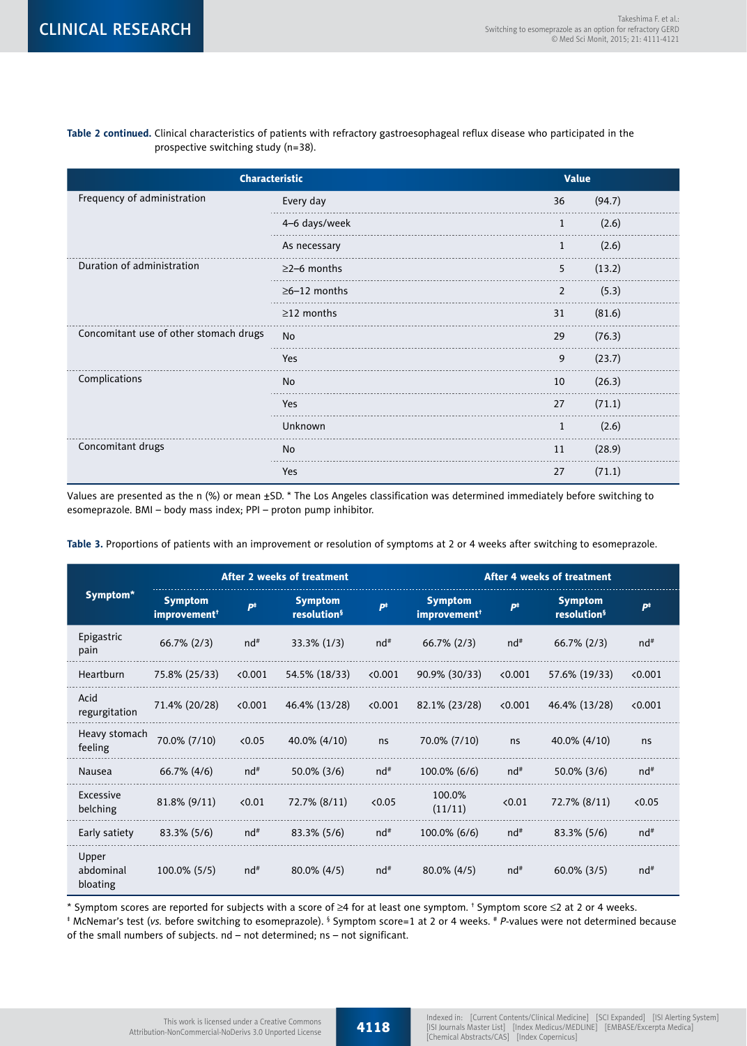**Table 2 continued.** Clinical characteristics of patients with refractory gastroesophageal reflux disease who participated in the prospective switching study (n=38).

| Characteristic | | Value | |
|---|---|---|---|
| Frequency of administration | Every day | 36 | (94.7) |
| | 4–6 days/week | 1 | (2.6) |
| | As necessary | 1 | (2.6) |
| Duration of administration | ≥2–6 months | 5 | (13.2) |
| | ≥6–12 months | 2 | (5.3) |
| | ≥12 months | 31 | (81.6) |
| Concomitant use of other stomach drugs | No | 29 | (76.3) |
| | Yes | 9 | (23.7) |
| Complications | No | 10 | (26.3) |
| | Yes | 27 | (71.1) |
| | Unknown | 1 | (2.6) |
| Concomitant drugs | No | 11 | (28.9) |
| | Yes | 27 | (71.1) |

Values are presented as the n (%) or mean ±SD. * The Los Angeles classification was determined immediately before switching to esomeprazole. BMI – body mass index; PPI – proton pump inhibitor.

**Table 3.** Proportions of patients with an improvement or resolution of symptoms at 2 or 4 weeks after switching to esomeprazole.

| Symptom* | After 2 weeks of treatment | | | | After 4 weeks of treatment | | | |
|---|---|---|---|---|---|---|---|---|
| | Symptom improvement† | P‡ | Symptom resolution§ | P‡ | Symptom improvement† | P‡ | Symptom resolution§ | P‡ |
| Epigastric pain | 66.7% (2/3) | nd# | 33.3% (1/3) | nd# | 66.7% (2/3) | nd# | 66.7% (2/3) | nd# |
| Heartburn | 75.8% (25/33) | <0.001 | 54.5% (18/33) | <0.001 | 90.9% (30/33) | <0.001 | 57.6% (19/33) | <0.001 |
| Acid regurgitation | 71.4% (20/28) | <0.001 | 46.4% (13/28) | <0.001 | 82.1% (23/28) | <0.001 | 46.4% (13/28) | <0.001 |
| Heavy stomach feeling | 70.0% (7/10) | <0.05 | 40.0% (4/10) | ns | 70.0% (7/10) | ns | 40.0% (4/10) | ns |
| Nausea | 66.7% (4/6) | nd# | 50.0% (3/6) | nd# | 100.0% (6/6) | nd# | 50.0% (3/6) | nd# |
| Excessive belching | 81.8% (9/11) | <0.01 | 72.7% (8/11) | <0.05 | 100.0% (11/11) | <0.01 | 72.7% (8/11) | <0.05 |
| Early satiety | 83.3% (5/6) | nd# | 83.3% (5/6) | nd# | 100.0% (6/6) | nd# | 83.3% (5/6) | nd# |
| Upper abdominal bloating | 100.0% (5/5) | nd# | 80.0% (4/5) | nd# | 80.0% (4/5) | nd# | 60.0% (3/5) | nd# |

* Symptom scores are reported for subjects with a score of ≥4 for at least one symptom. † Symptom score ≤2 at 2 or 4 weeks. ‡ McNemar's test (*vs.* before switching to esomeprazole). § Symptom score=1 at 2 or 4 weeks. # *P*-values were not determined because of the small numbers of subjects. nd – not determined; ns – not significant.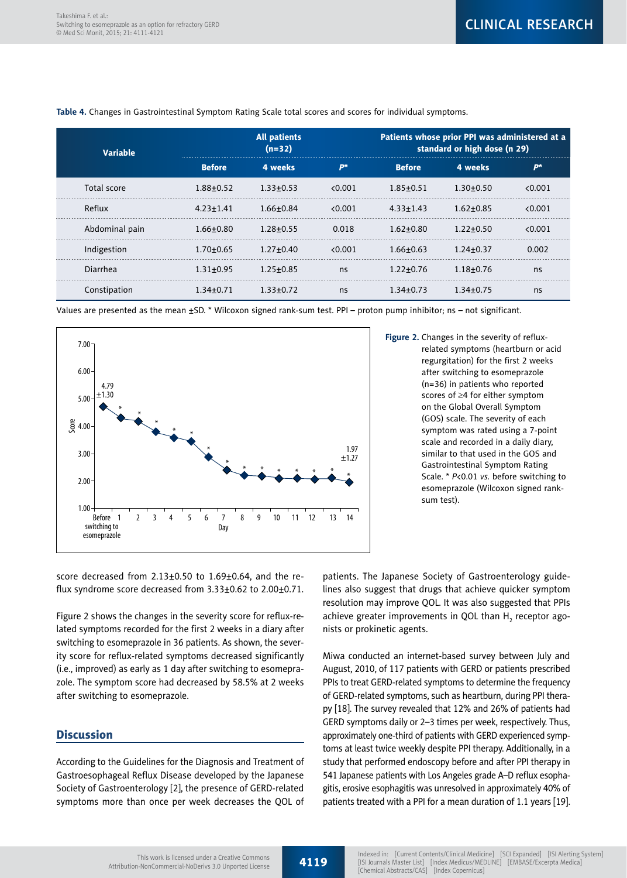**Table 4.** Changes in Gastrointestinal Symptom Rating Scale total scores and scores for individual symptoms.

| Variable | All patients (n=32) | | | Patients whose prior PPI was administered at a standard or high dose (n 29) | | |
|---|---|---|---|---|---|---|
| | Before | 4 weeks | P* | Before | 4 weeks | P* |
| Total score | 1.88±0.52 | 1.33±0.53 | <0.001 | 1.85±0.51 | 1.30±0.50 | <0.001 |
| Reflux | 4.23±1.41 | 1.66±0.84 | <0.001 | 4.33±1.43 | 1.62±0.85 | <0.001 |
| Abdominal pain | 1.66±0.80 | 1.28±0.55 | 0.018 | 1.62±0.80 | 1.22±0.50 | <0.001 |
| Indigestion | 1.70±0.65 | 1.27±0.40 | <0.001 | 1.66±0.63 | 1.24±0.37 | 0.002 |
| Diarrhea | 1.31±0.95 | 1.25±0.85 | ns | 1.22±0.76 | 1.18±0.76 | ns |
| Constipation | 1.34±0.71 | 1.33±0.72 | ns | 1.34±0.73 | 1.34±0.75 | ns |

Values are presented as the mean ±SD. * Wilcoxon signed rank-sum test. PPI – proton pump inhibitor; ns – not significant.

**Figure 2.** Changes in the severity of reflux-related symptoms (heartburn or acid regurgitation) for the first 2 weeks after switching to esomeprazole (n=36) in patients who reported scores of ≥4 for either symptom on the Global Overall Symptom (GOS) scale. The severity of each symptom was rated using a 7-point scale and recorded in a daily diary, similar to that used in the GOS and Gastrointestinal Symptom Rating Scale. * $P<0.01$ *vs.* before switching to esomeprazole (Wilcoxon signed rank-sum test).

score decreased from 2.13±0.50 to 1.69±0.64, and the reflux syndrome score decreased from 3.33±0.62 to 2.00±0.71.

Figure 2 shows the changes in the severity score for reflux-related symptoms recorded for the first 2 weeks in a diary after switching to esomeprazole in 36 patients. As shown, the severity score for reflux-related symptoms decreased significantly (i.e., improved) as early as 1 day after switching to esomeprazole. The symptom score had decreased by 58.5% at 2 weeks after switching to esomeprazole.

## Discussion

According to the Guidelines for the Diagnosis and Treatment of Gastroesophageal Reflux Disease developed by the Japanese Society of Gastroenterology [2], the presence of GERD-related symptoms more than once per week decreases the QOL of patients. The Japanese Society of Gastroenterology guidelines also suggest that drugs that achieve quicker symptom resolution may improve QOL. It was also suggested that PPIs achieve greater improvements in QOL than $H_2$ receptor agonists or prokinetic agents.

Miwa conducted an internet-based survey between July and August, 2010, of 117 patients with GERD or patients prescribed PPIs to treat GERD-related symptoms to determine the frequency of GERD-related symptoms, such as heartburn, during PPI therapy [18]. The survey revealed that 12% and 26% of patients had GERD symptoms daily or 2–3 times per week, respectively. Thus, approximately one-third of patients with GERD experienced symptoms at least twice weekly despite PPI therapy. Additionally, in a study that performed endoscopy before and after PPI therapy in 541 Japanese patients with Los Angeles grade A–D reflux esophagitis, erosive esophagitis was unresolved in approximately 40% of patients treated with a PPI for a mean duration of 1.1 years [19].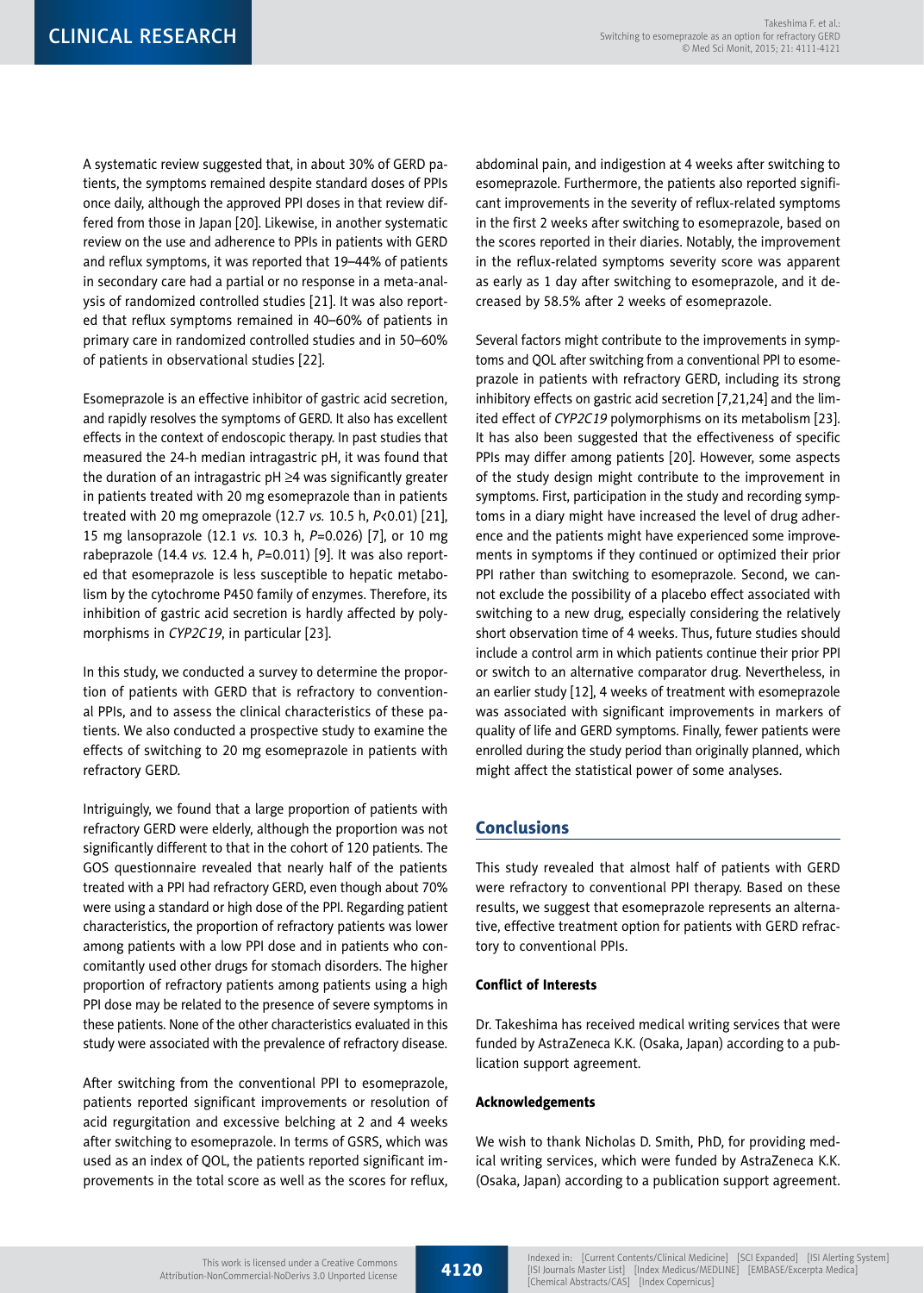A systematic review suggested that, in about 30% of GERD patients, the symptoms remained despite standard doses of PPIs once daily, although the approved PPI doses in that review differed from those in Japan [20]. Likewise, in another systematic review on the use and adherence to PPIs in patients with GERD and reflux symptoms, it was reported that 19–44% of patients in secondary care had a partial or no response in a meta-analysis of randomized controlled studies [21]. It was also reported that reflux symptoms remained in 40–60% of patients in primary care in randomized controlled studies and in 50–60% of patients in observational studies [22].

Esomeprazole is an effective inhibitor of gastric acid secretion, and rapidly resolves the symptoms of GERD. It also has excellent effects in the context of endoscopic therapy. In past studies that measured the 24-h median intragastric pH, it was found that the duration of an intragastric pH ≥4 was significantly greater in patients treated with 20 mg esomeprazole than in patients treated with 20 mg omeprazole (12.7 *vs.* 10.5 h, $P<0.01$) [21], 15 mg lansoprazole (12.1 *vs.* 10.3 h, $P=0.026$) [7], or 10 mg rabeprazole (14.4 *vs.* 12.4 h, $P=0.011$) [9]. It was also reported that esomeprazole is less susceptible to hepatic metabolism by the cytochrome P450 family of enzymes. Therefore, its inhibition of gastric acid secretion is hardly affected by polymorphisms in *CYP2C19*, in particular [23].

In this study, we conducted a survey to determine the proportion of patients with GERD that is refractory to conventional PPIs, and to assess the clinical characteristics of these patients. We also conducted a prospective study to examine the effects of switching to 20 mg esomeprazole in patients with refractory GERD.

Intriguingly, we found that a large proportion of patients with refractory GERD were elderly, although the proportion was not significantly different to that in the cohort of 120 patients. The GOS questionnaire revealed that nearly half of the patients treated with a PPI had refractory GERD, even though about 70% were using a standard or high dose of the PPI. Regarding patient characteristics, the proportion of refractory patients was lower among patients with a low PPI dose and in patients who concomitantly used other drugs for stomach disorders. The higher proportion of refractory patients among patients using a high PPI dose may be related to the presence of severe symptoms in these patients. None of the other characteristics evaluated in this study were associated with the prevalence of refractory disease.

After switching from the conventional PPI to esomeprazole, patients reported significant improvements or resolution of acid regurgitation and excessive belching at 2 and 4 weeks after switching to esomeprazole. In terms of GSRS, which was used as an index of QOL, the patients reported significant improvements in the total score as well as the scores for reflux, abdominal pain, and indigestion at 4 weeks after switching to esomeprazole. Furthermore, the patients also reported significant improvements in the severity of reflux-related symptoms in the first 2 weeks after switching to esomeprazole, based on the scores reported in their diaries. Notably, the improvement in the reflux-related symptoms severity score was apparent as early as 1 day after switching to esomeprazole, and it decreased by 58.5% after 2 weeks of esomeprazole.

Several factors might contribute to the improvements in symptoms and QOL after switching from a conventional PPI to esomeprazole in patients with refractory GERD, including its strong inhibitory effects on gastric acid secretion [7,21,24] and the limited effect of *CYP2C19* polymorphisms on its metabolism [23]. It has also been suggested that the effectiveness of specific PPIs may differ among patients [20]. However, some aspects of the study design might contribute to the improvement in symptoms. First, participation in the study and recording symptoms in a diary might have increased the level of drug adherence and the patients might have experienced some improvements in symptoms if they continued or optimized their prior PPI rather than switching to esomeprazole. Second, we cannot exclude the possibility of a placebo effect associated with switching to a new drug, especially considering the relatively short observation time of 4 weeks. Thus, future studies should include a control arm in which patients continue their prior PPI or switch to an alternative comparator drug. Nevertheless, in an earlier study [12], 4 weeks of treatment with esomeprazole was associated with significant improvements in markers of quality of life and GERD symptoms. Finally, fewer patients were enrolled during the study period than originally planned, which might affect the statistical power of some analyses.

## Conclusions

This study revealed that almost half of patients with GERD were refractory to conventional PPI therapy. Based on these results, we suggest that esomeprazole represents an alternative, effective treatment option for patients with GERD refractory to conventional PPIs.

#### Conflict of Interests

Dr. Takeshima has received medical writing services that were funded by AstraZeneca K.K. (Osaka, Japan) according to a publication support agreement.

#### Acknowledgements

We wish to thank Nicholas D. Smith, PhD, for providing medical writing services, which were funded by AstraZeneca K.K. (Osaka, Japan) according to a publication support agreement.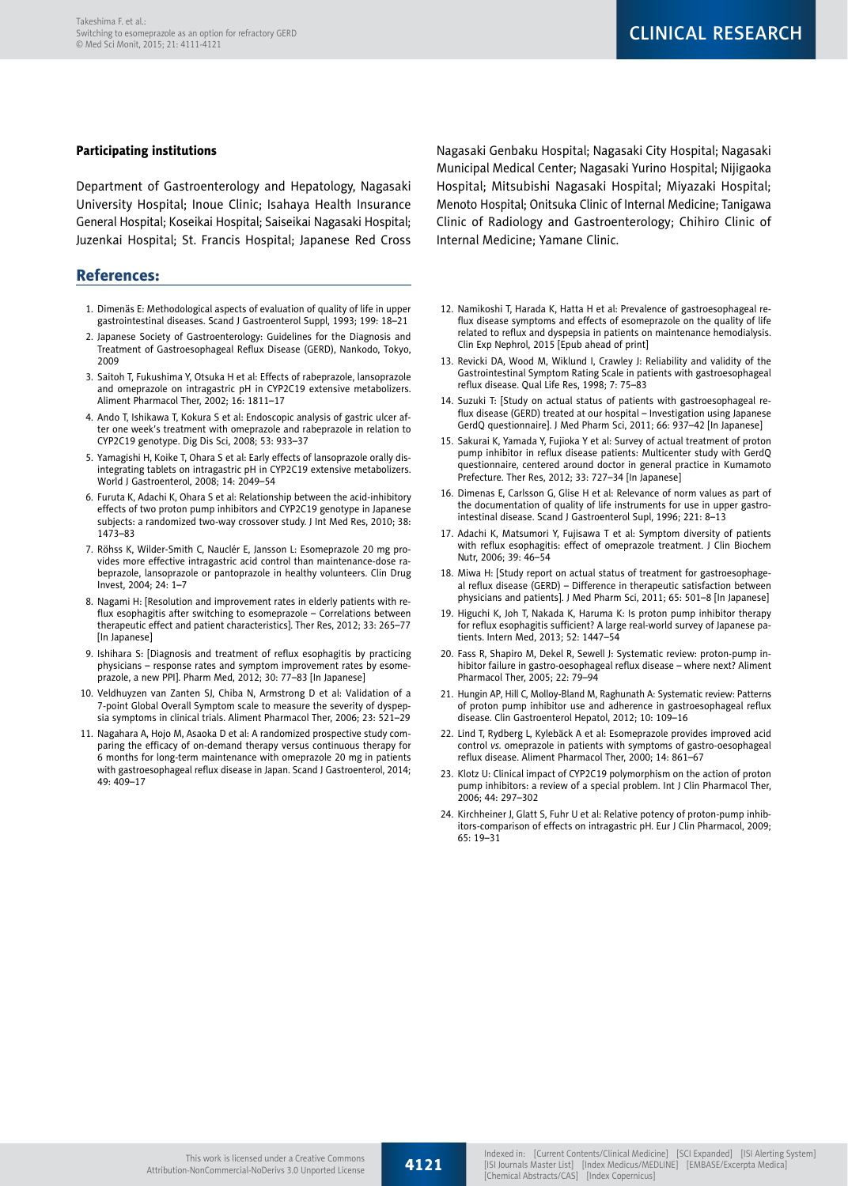#### Participating institutions

Department of Gastroenterology and Hepatology, Nagasaki University Hospital; Inoue Clinic; Isahaya Health Insurance General Hospital; Koseikai Hospital; Saiseikai Nagasaki Hospital; Juzenkai Hospital; St. Francis Hospital; Japanese Red Cross Nagasaki Genbaku Hospital; Nagasaki City Hospital; Nagasaki Municipal Medical Center; Nagasaki Yurino Hospital; Nijigaoka Hospital; Mitsubishi Nagasaki Hospital; Miyazaki Hospital; Menoto Hospital; Onitsuka Clinic of Internal Medicine; Tanigawa Clinic of Radiology and Gastroenterology; Chihiro Clinic of Internal Medicine; Yamane Clinic.

## References:

1. Dimenäs E: Methodological aspects of evaluation of quality of life in upper gastrointestinal diseases. Scand J Gastroenterol Suppl, 1993; 199: 18–21
2. Japanese Society of Gastroenterology: Guidelines for the Diagnosis and Treatment of Gastroesophageal Reflux Disease (GERD), Nankodo, Tokyo, 2009
3. Saitoh T, Fukushima Y, Otsuka H et al: Effects of rabeprazole, lansoprazole and omeprazole on intragastric pH in CYP2C19 extensive metabolizers. Aliment Pharmacol Ther, 2002; 16: 1811–17
4. Ando T, Ishikawa T, Kokura S et al: Endoscopic analysis of gastric ulcer after one week's treatment with omeprazole and rabeprazole in relation to CYP2C19 genotype. Dig Dis Sci, 2008; 53: 933–37
5. Yamagishi H, Koike T, Ohara S et al: Early effects of lansoprazole orally disintegrating tablets on intragastric pH in CYP2C19 extensive metabolizers. World J Gastroenterol, 2008; 14: 2049–54
6. Furuta K, Adachi K, Ohara S et al: Relationship between the acid-inhibitory effects of two proton pump inhibitors and CYP2C19 genotype in Japanese subjects: a randomized two-way crossover study. J Int Med Res, 2010; 38: 1473–83
7. Röhss K, Wilder-Smith C, Nauclér E, Jansson L: Esomeprazole 20 mg provides more effective intragastric acid control than maintenance-dose rabeprazole, lansoprazole or pantoprazole in healthy volunteers. Clin Drug Invest, 2004; 24: 1–7
8. Nagami H: [Resolution and improvement rates in elderly patients with reflux esophagitis after switching to esomeprazole – Correlations between therapeutic effect and patient characteristics]. Ther Res, 2012; 33: 265–77 [In Japanese]
9. Ishihara S: [Diagnosis and treatment of reflux esophagitis by practicing physicians – response rates and symptom improvement rates by esomeprazole, a new PPI]. Pharm Med, 2012; 30: 77–83 [In Japanese]
10. Veldhuyzen van Zanten SJ, Chiba N, Armstrong D et al: Validation of a 7-point Global Overall Symptom scale to measure the severity of dyspepsia symptoms in clinical trials. Aliment Pharmacol Ther, 2006; 23: 521–29
11. Nagahara A, Hojo M, Asaoka D et al: A randomized prospective study comparing the efficacy of on-demand therapy versus continuous therapy for 6 months for long-term maintenance with omeprazole 20 mg in patients with gastroesophageal reflux disease in Japan. Scand J Gastroenterol, 2014; 49: 409–17
12. Namikoshi T, Harada K, Hatta H et al: Prevalence of gastroesophageal reflux disease symptoms and effects of esomeprazole on the quality of life related to reflux and dyspepsia in patients on maintenance hemodialysis. Clin Exp Nephrol, 2015 [Epub ahead of print]
13. Revicki DA, Wood M, Wiklund I, Crawley J: Reliability and validity of the Gastrointestinal Symptom Rating Scale in patients with gastroesophageal reflux disease. Qual Life Res, 1998; 7: 75–83
14. Suzuki T: [Study on actual status of patients with gastroesophageal reflux disease (GERD) treated at our hospital – Investigation using Japanese GerdQ questionnaire]. J Med Pharm Sci, 2011; 66: 937–42 [In Japanese]
15. Sakurai K, Yamada Y, Fujioka Y et al: Survey of actual treatment of proton pump inhibitor in reflux disease patients: Multicenter study with GerdQ questionnaire, centered around doctor in general practice in Kumamoto Prefecture. Ther Res, 2012; 33: 727–34 [In Japanese]
16. Dimenas E, Carlsson G, Glise H et al: Relevance of norm values as part of the documentation of quality of life instruments for use in upper gastrointestinal disease. Scand J Gastroenterol Supl, 1996; 221: 8–13
17. Adachi K, Matsumori Y, Fujisawa T et al: Symptom diversity of patients with reflux esophagitis: effect of omeprazole treatment. J Clin Biochem Nutr, 2006; 39: 46–54
18. Miwa H: [Study report on actual status of treatment for gastroesophageal reflux disease (GERD) – Difference in therapeutic satisfaction between physicians and patients]. J Med Pharm Sci, 2011; 65: 501–8 [In Japanese]
19. Higuchi K, Joh T, Nakada K, Haruma K: Is proton pump inhibitor therapy for reflux esophagitis sufficient? A large real-world survey of Japanese patients. Intern Med, 2013; 52: 1447–54
20. Fass R, Shapiro M, Dekel R, Sewell J: Systematic review: proton-pump inhibitor failure in gastro-oesophageal reflux disease – where next? Aliment Pharmacol Ther, 2005; 22: 79–94
21. Hungin AP, Hill C, Molloy-Bland M, Raghunath A: Systematic review: Patterns of proton pump inhibitor use and adherence in gastroesophageal reflux disease. Clin Gastroenterol Hepatol, 2012; 10: 109–16
22. Lind T, Rydberg L, Kylebäck A et al: Esomeprazole provides improved acid control *vs.* omeprazole in patients with symptoms of gastro-oesophageal reflux disease. Aliment Pharmacol Ther, 2000; 14: 861–67
23. Klotz U: Clinical impact of CYP2C19 polymorphism on the action of proton pump inhibitors: a review of a special problem. Int J Clin Pharmacol Ther, 2006; 44: 297–302
24. Kirchheiner J, Glatt S, Fuhr U et al: Relative potency of proton-pump inhibitors-comparison of effects on intragastric pH. Eur J Clin Pharmacol, 2009; 65: 19–31